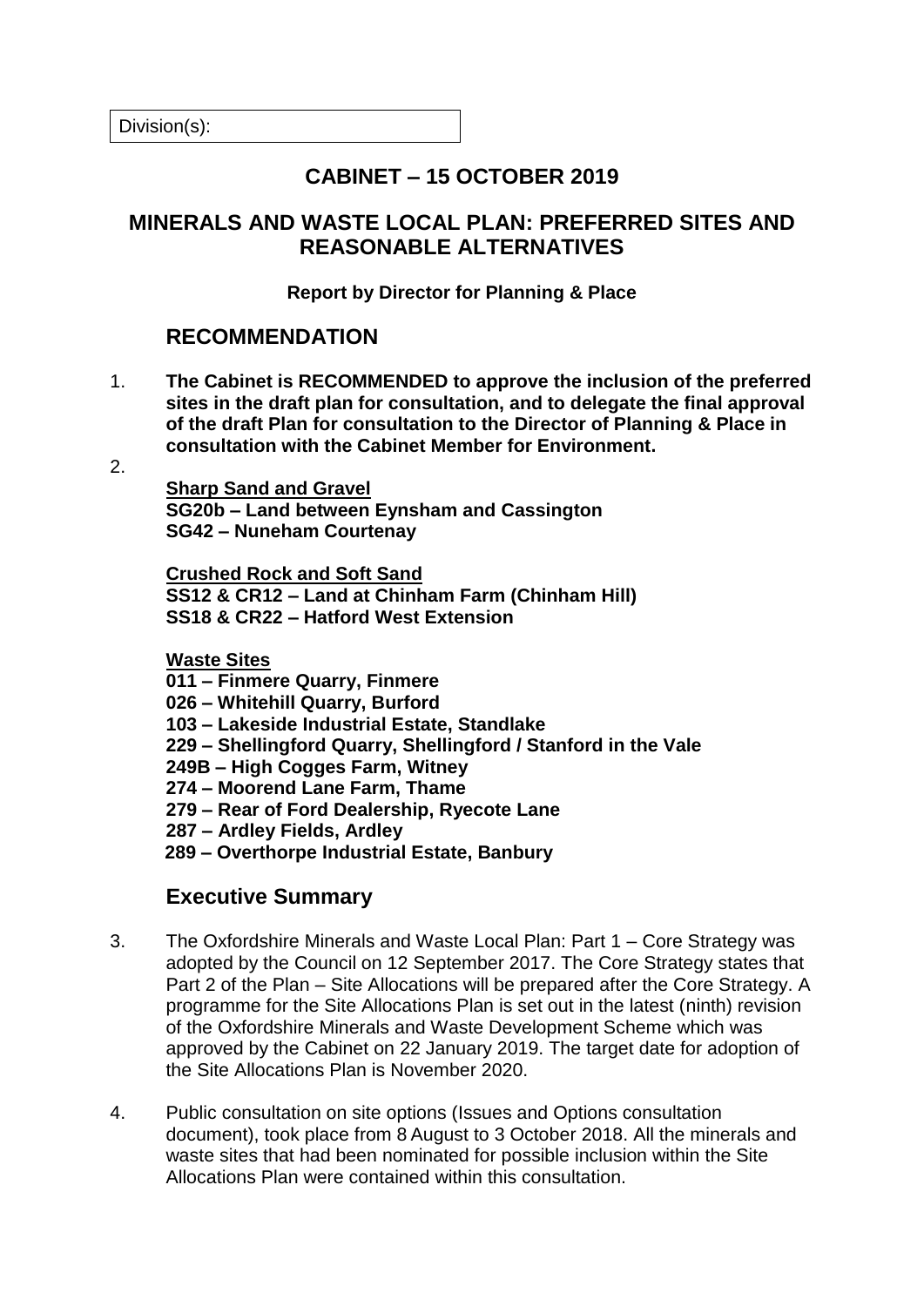Division(s):

# CABINET – 15 OCTOBER 2019

# MINERALS AND WASTE LOCAL PLAN: PREFERRED SITES AND REASONABLE ALTERNATIVES

**Report by Director for Planning & Place**

## RECOMMENDATION

1. **The Cabinet is RECOMMENDED to approve the inclusion of the preferred sites in the draft plan for consultation, and to delegate the final approval of the draft Plan for consultation to the Director of Planning & Place in consultation with the Cabinet Member for Environment.**

2. **Sharp Sand and Gravel**
   **SG20b – Land between Eynsham and Cassington**
   **SG42 – Nuneham Courtenay**

   **Crushed Rock and Soft Sand**
   **SS12 & CR12 – Land at Chinham Farm (Chinham Hill)**
   **SS18 & CR22 – Hatford West Extension**

   **Waste Sites**
   **011 – Finmere Quarry, Finmere**
   **026 – Whitehill Quarry, Burford**
   **103 – Lakeside Industrial Estate, Standlake**
   **229 – Shellingford Quarry, Shellingford / Stanford in the Vale**
   **249B – High Cogges Farm, Witney**
   **274 – Moorend Lane Farm, Thame**
   **279 – Rear of Ford Dealership, Ryecote Lane**
   **287 – Ardley Fields, Ardley**
   **289 – Overthorpe Industrial Estate, Banbury**

## Executive Summary

3. The Oxfordshire Minerals and Waste Local Plan: Part 1 – Core Strategy was adopted by the Council on 12 September 2017. The Core Strategy states that Part 2 of the Plan – Site Allocations will be prepared after the Core Strategy. A programme for the Site Allocations Plan is set out in the latest (ninth) revision of the Oxfordshire Minerals and Waste Development Scheme which was approved by the Cabinet on 22 January 2019. The target date for adoption of the Site Allocations Plan is November 2020.

4. Public consultation on site options (Issues and Options consultation document), took place from 8 August to 3 October 2018. All the minerals and waste sites that had been nominated for possible inclusion within the Site Allocations Plan were contained within this consultation.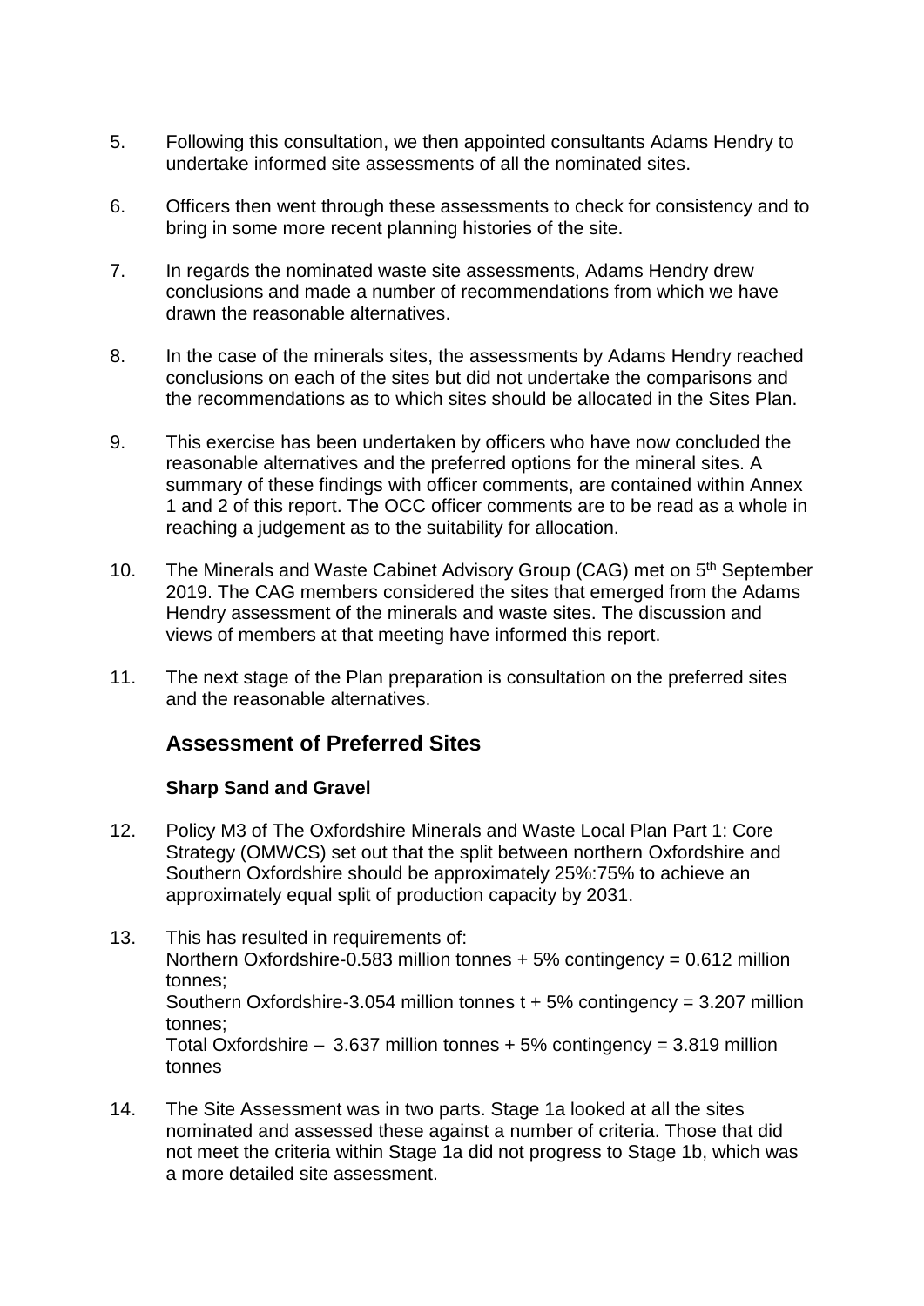5. Following this consultation, we then appointed consultants Adams Hendry to undertake informed site assessments of all the nominated sites.

6. Officers then went through these assessments to check for consistency and to bring in some more recent planning histories of the site.

7. In regards the nominated waste site assessments, Adams Hendry drew conclusions and made a number of recommendations from which we have drawn the reasonable alternatives.

8. In the case of the minerals sites, the assessments by Adams Hendry reached conclusions on each of the sites but did not undertake the comparisons and the recommendations as to which sites should be allocated in the Sites Plan.

9. This exercise has been undertaken by officers who have now concluded the reasonable alternatives and the preferred options for the mineral sites. A summary of these findings with officer comments, are contained within Annex 1 and 2 of this report. The OCC officer comments are to be read as a whole in reaching a judgement as to the suitability for allocation.

10. The Minerals and Waste Cabinet Advisory Group (CAG) met on 5th September 2019. The CAG members considered the sites that emerged from the Adams Hendry assessment of the minerals and waste sites. The discussion and views of members at that meeting have informed this report.

11. The next stage of the Plan preparation is consultation on the preferred sites and the reasonable alternatives.

## Assessment of Preferred Sites

### Sharp Sand and Gravel

12. Policy M3 of The Oxfordshire Minerals and Waste Local Plan Part 1: Core Strategy (OMWCS) set out that the split between northern Oxfordshire and Southern Oxfordshire should be approximately 25%:75% to achieve an approximately equal split of production capacity by 2031.

13. This has resulted in requirements of:
    Northern Oxfordshire-0.583 million tonnes + 5% contingency = 0.612 million tonnes;
    Southern Oxfordshire-3.054 million tonnes t + 5% contingency = 3.207 million tonnes;
    Total Oxfordshire – 3.637 million tonnes + 5% contingency = 3.819 million tonnes

14. The Site Assessment was in two parts. Stage 1a looked at all the sites nominated and assessed these against a number of criteria. Those that did not meet the criteria within Stage 1a did not progress to Stage 1b, which was a more detailed site assessment.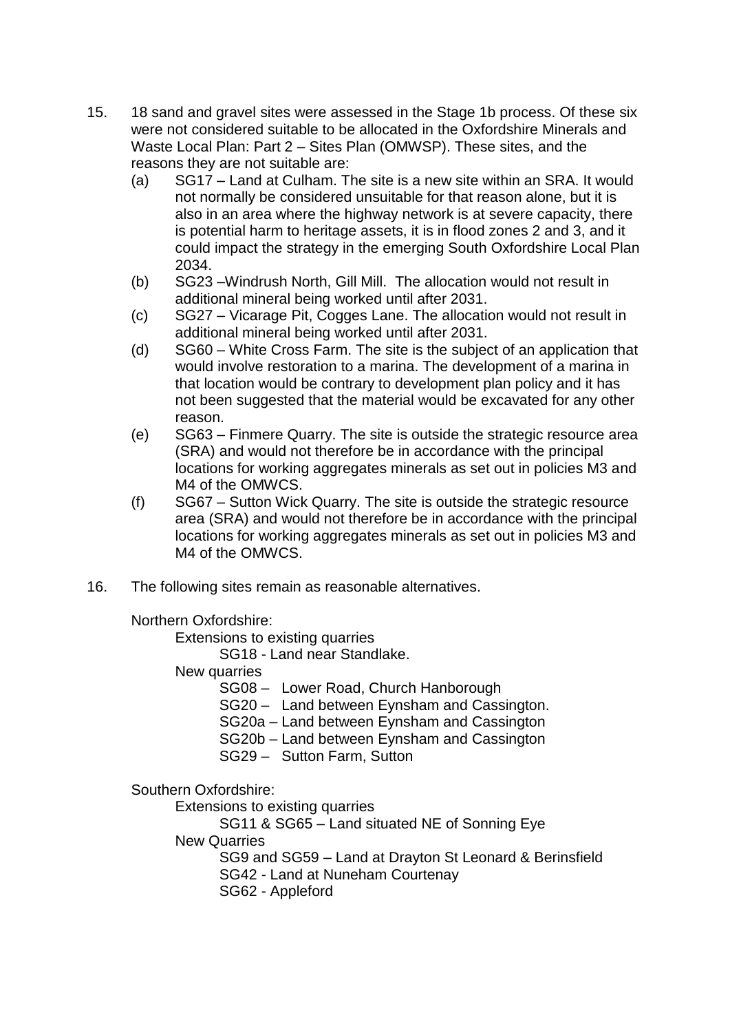15. 18 sand and gravel sites were assessed in the Stage 1b process. Of these six were not considered suitable to be allocated in the Oxfordshire Minerals and Waste Local Plan: Part 2 – Sites Plan (OMWSP). These sites, and the reasons they are not suitable are:
    (a) SG17 – Land at Culham. The site is a new site within an SRA. It would not normally be considered unsuitable for that reason alone, but it is also in an area where the highway network is at severe capacity, there is potential harm to heritage assets, it is in flood zones 2 and 3, and it could impact the strategy in the emerging South Oxfordshire Local Plan 2034.
    (b) SG23 –Windrush North, Gill Mill. The allocation would not result in additional mineral being worked until after 2031.
    (c) SG27 – Vicarage Pit, Cogges Lane. The allocation would not result in additional mineral being worked until after 2031.
    (d) SG60 – White Cross Farm. The site is the subject of an application that would involve restoration to a marina. The development of a marina in that location would be contrary to development plan policy and it has not been suggested that the material would be excavated for any other reason.
    (e) SG63 – Finmere Quarry. The site is outside the strategic resource area (SRA) and would not therefore be in accordance with the principal locations for working aggregates minerals as set out in policies M3 and M4 of the OMWCS.
    (f) SG67 – Sutton Wick Quarry. The site is outside the strategic resource area (SRA) and would not therefore be in accordance with the principal locations for working aggregates minerals as set out in policies M3 and M4 of the OMWCS.

16. The following sites remain as reasonable alternatives.

    Northern Oxfordshire:

    - Extensions to existing quarries
        - SG18 - Land near Standlake.
    - New quarries
        - SG08 – Lower Road, Church Hanborough
        - SG20 – Land between Eynsham and Cassington.
        - SG20a – Land between Eynsham and Cassington
        - SG20b – Land between Eynsham and Cassington
        - SG29 – Sutton Farm, Sutton

    Southern Oxfordshire:

    - Extensions to existing quarries
        - SG11 & SG65 – Land situated NE of Sonning Eye
    - New Quarries
        - SG9 and SG59 – Land at Drayton St Leonard & Berinsfield
        - SG42 - Land at Nuneham Courtenay
        - SG62 - Appleford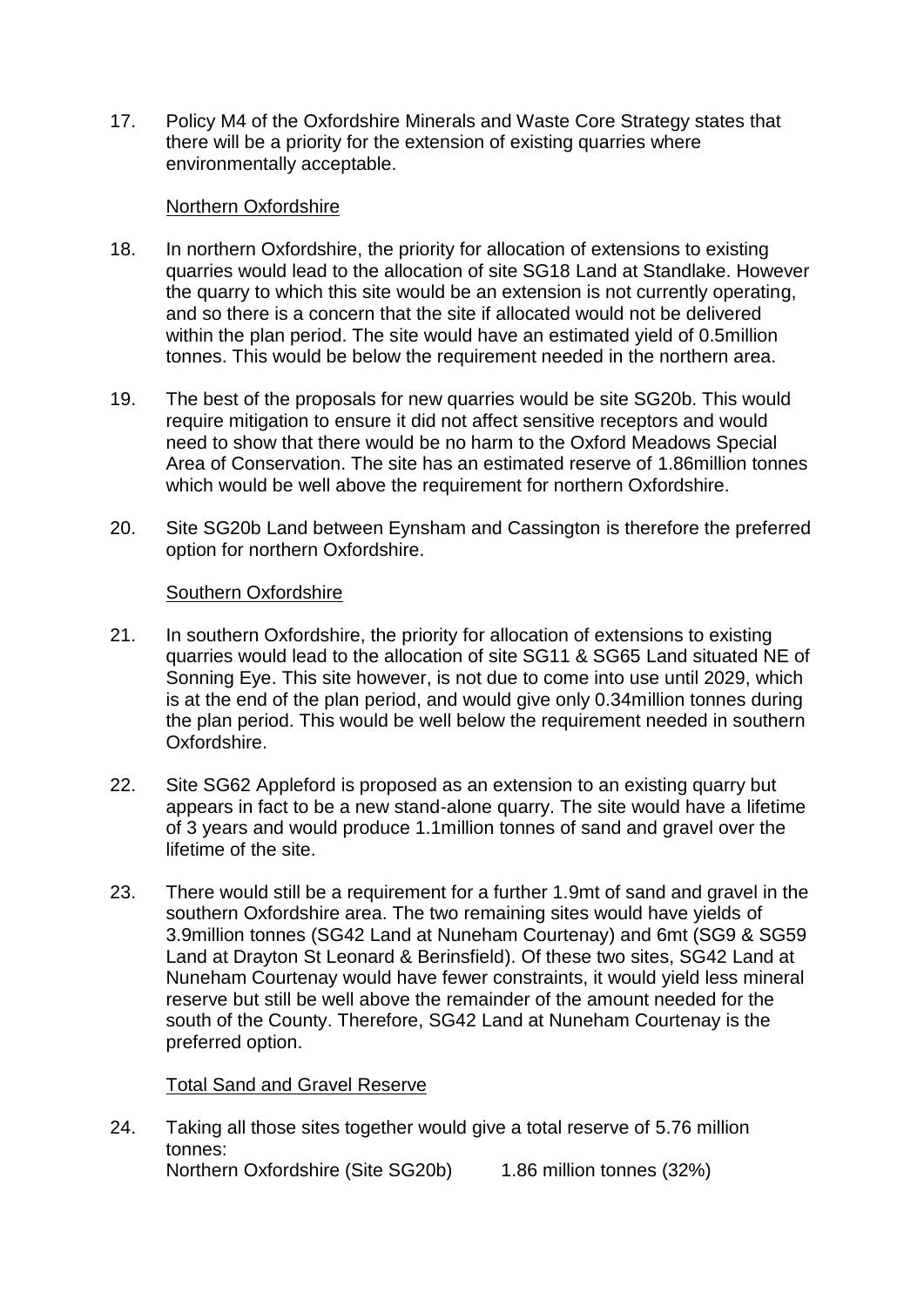17. Policy M4 of the Oxfordshire Minerals and Waste Core Strategy states that there will be a priority for the extension of existing quarries where environmentally acceptable.

### Northern Oxfordshire

18. In northern Oxfordshire, the priority for allocation of extensions to existing quarries would lead to the allocation of site SG18 Land at Standlake. However the quarry to which this site would be an extension is not currently operating, and so there is a concern that the site if allocated would not be delivered within the plan period. The site would have an estimated yield of 0.5million tonnes. This would be below the requirement needed in the northern area.

19. The best of the proposals for new quarries would be site SG20b. This would require mitigation to ensure it did not affect sensitive receptors and would need to show that there would be no harm to the Oxford Meadows Special Area of Conservation. The site has an estimated reserve of 1.86million tonnes which would be well above the requirement for northern Oxfordshire.

20. Site SG20b Land between Eynsham and Cassington is therefore the preferred option for northern Oxfordshire.

### Southern Oxfordshire

21. In southern Oxfordshire, the priority for allocation of extensions to existing quarries would lead to the allocation of site SG11 & SG65 Land situated NE of Sonning Eye. This site however, is not due to come into use until 2029, which is at the end of the plan period, and would give only 0.34million tonnes during the plan period. This would be well below the requirement needed in southern Oxfordshire.

22. Site SG62 Appleford is proposed as an extension to an existing quarry but appears in fact to be a new stand-alone quarry. The site would have a lifetime of 3 years and would produce 1.1million tonnes of sand and gravel over the lifetime of the site.

23. There would still be a requirement for a further 1.9mt of sand and gravel in the southern Oxfordshire area. The two remaining sites would have yields of 3.9million tonnes (SG42 Land at Nuneham Courtenay) and 6mt (SG9 & SG59 Land at Drayton St Leonard & Berinsfield). Of these two sites, SG42 Land at Nuneham Courtenay would have fewer constraints, it would yield less mineral reserve but still be well above the remainder of the amount needed for the south of the County. Therefore, SG42 Land at Nuneham Courtenay is the preferred option.

### Total Sand and Gravel Reserve

24. Taking all those sites together would give a total reserve of 5.76 million tonnes:

    Northern Oxfordshire (Site SG20b) 1.86 million tonnes (32%)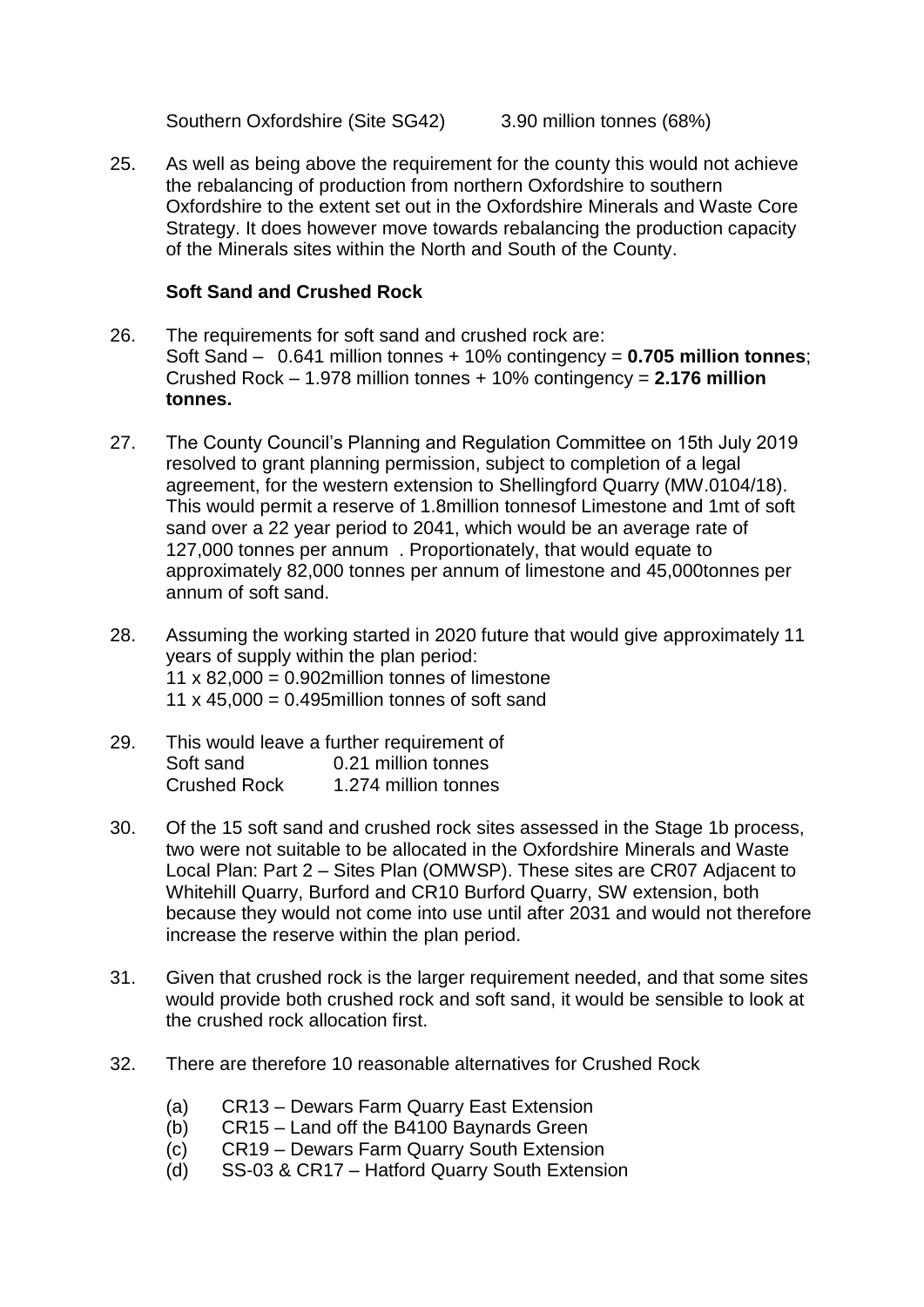Southern Oxfordshire (Site SG42) 3.90 million tonnes (68%)

25. As well as being above the requirement for the county this would not achieve the rebalancing of production from northern Oxfordshire to southern Oxfordshire to the extent set out in the Oxfordshire Minerals and Waste Core Strategy. It does however move towards rebalancing the production capacity of the Minerals sites within the North and South of the County.

### Soft Sand and Crushed Rock

26. The requirements for soft sand and crushed rock are:
Soft Sand – 0.641 million tonnes + 10% contingency = **0.705 million tonnes**;
Crushed Rock – 1.978 million tonnes + 10% contingency = **2.176 million tonnes.**

27. The County Council's Planning and Regulation Committee on 15th July 2019 resolved to grant planning permission, subject to completion of a legal agreement, for the western extension to Shellingford Quarry (MW.0104/18). This would permit a reserve of 1.8million tonnesof Limestone and 1mt of soft sand over a 22 year period to 2041, which would be an average rate of 127,000 tonnes per annum . Proportionately, that would equate to approximately 82,000 tonnes per annum of limestone and 45,000tonnes per annum of soft sand.

28. Assuming the working started in 2020 future that would give approximately 11 years of supply within the plan period:
11 x 82,000 = 0.902million tonnes of limestone
11 x 45,000 = 0.495million tonnes of soft sand

29. This would leave a further requirement of
Soft sand 0.21 million tonnes
Crushed Rock 1.274 million tonnes

30. Of the 15 soft sand and crushed rock sites assessed in the Stage 1b process, two were not suitable to be allocated in the Oxfordshire Minerals and Waste Local Plan: Part 2 – Sites Plan (OMWSP). These sites are CR07 Adjacent to Whitehill Quarry, Burford and CR10 Burford Quarry, SW extension, both because they would not come into use until after 2031 and would not therefore increase the reserve within the plan period.

31. Given that crushed rock is the larger requirement needed, and that some sites would provide both crushed rock and soft sand, it would be sensible to look at the crushed rock allocation first.

32. There are therefore 10 reasonable alternatives for Crushed Rock

    (a) CR13 – Dewars Farm Quarry East Extension
    (b) CR15 – Land off the B4100 Baynards Green
    (c) CR19 – Dewars Farm Quarry South Extension
    (d) SS-03 & CR17 – Hatford Quarry South Extension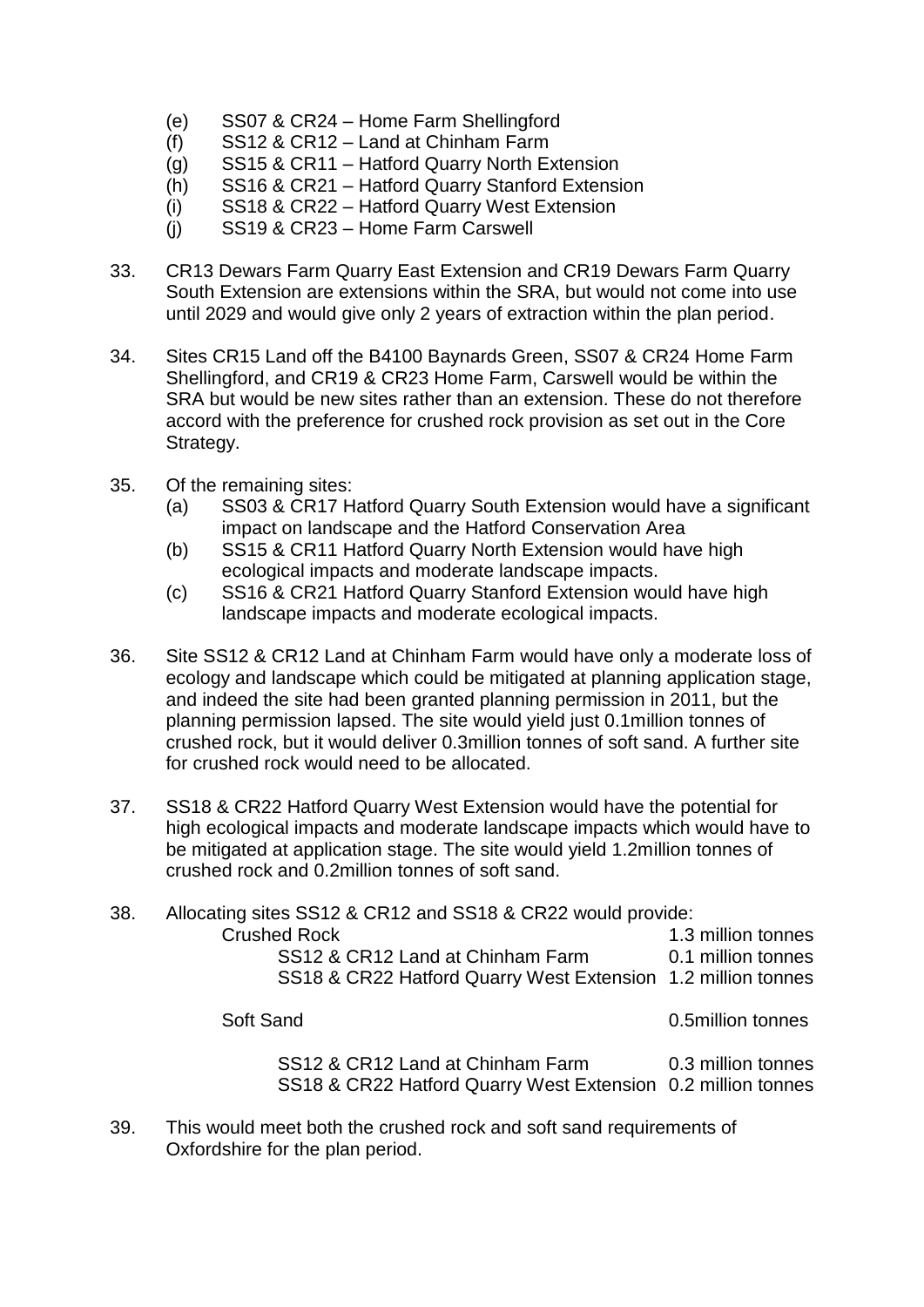(e) SS07 & CR24 – Home Farm Shellingford
(f) SS12 & CR12 – Land at Chinham Farm
(g) SS15 & CR11 – Hatford Quarry North Extension
(h) SS16 & CR21 – Hatford Quarry Stanford Extension
(i) SS18 & CR22 – Hatford Quarry West Extension
(j) SS19 & CR23 – Home Farm Carswell

33. CR13 Dewars Farm Quarry East Extension and CR19 Dewars Farm Quarry South Extension are extensions within the SRA, but would not come into use until 2029 and would give only 2 years of extraction within the plan period.

34. Sites CR15 Land off the B4100 Baynards Green, SS07 & CR24 Home Farm Shellingford, and CR19 & CR23 Home Farm, Carswell would be within the SRA but would be new sites rather than an extension. These do not therefore accord with the preference for crushed rock provision as set out in the Core Strategy.

35. Of the remaining sites:
    (a) SS03 & CR17 Hatford Quarry South Extension would have a significant impact on landscape and the Hatford Conservation Area
    (b) SS15 & CR11 Hatford Quarry North Extension would have high ecological impacts and moderate landscape impacts.
    (c) SS16 & CR21 Hatford Quarry Stanford Extension would have high landscape impacts and moderate ecological impacts.

36. Site SS12 & CR12 Land at Chinham Farm would have only a moderate loss of ecology and landscape which could be mitigated at planning application stage, and indeed the site had been granted planning permission in 2011, but the planning permission lapsed. The site would yield just 0.1million tonnes of crushed rock, but it would deliver 0.3million tonnes of soft sand. A further site for crushed rock would need to be allocated.

37. SS18 & CR22 Hatford Quarry West Extension would have the potential for high ecological impacts and moderate landscape impacts which would have to be mitigated at application stage. The site would yield 1.2million tonnes of crushed rock and 0.2million tonnes of soft sand.

38. Allocating sites SS12 & CR12 and SS18 & CR22 would provide:

| | |
|---|---|
| Crushed Rock | 1.3 million tonnes |
| SS12 & CR12 Land at Chinham Farm | 0.1 million tonnes |
| SS18 & CR22 Hatford Quarry West Extension | 1.2 million tonnes |
| Soft Sand | 0.5million tonnes |
| SS12 & CR12 Land at Chinham Farm | 0.3 million tonnes |
| SS18 & CR22 Hatford Quarry West Extension | 0.2 million tonnes |

39. This would meet both the crushed rock and soft sand requirements of Oxfordshire for the plan period.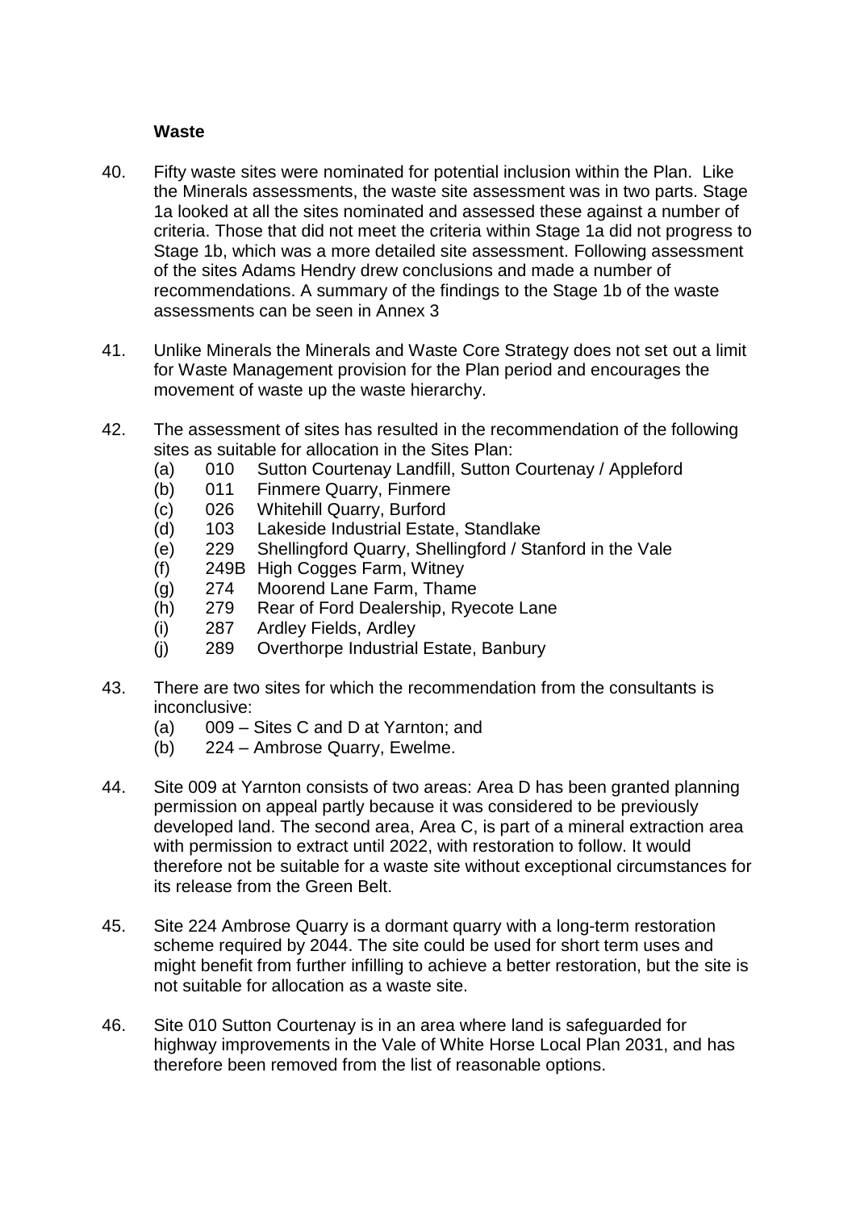**Waste**

40. Fifty waste sites were nominated for potential inclusion within the Plan. Like the Minerals assessments, the waste site assessment was in two parts. Stage 1a looked at all the sites nominated and assessed these against a number of criteria. Those that did not meet the criteria within Stage 1a did not progress to Stage 1b, which was a more detailed site assessment. Following assessment of the sites Adams Hendry drew conclusions and made a number of recommendations. A summary of the findings to the Stage 1b of the waste assessments can be seen in Annex 3

41. Unlike Minerals the Minerals and Waste Core Strategy does not set out a limit for Waste Management provision for the Plan period and encourages the movement of waste up the waste hierarchy.

42. The assessment of sites has resulted in the recommendation of the following sites as suitable for allocation in the Sites Plan:
    (a) 010 Sutton Courtenay Landfill, Sutton Courtenay / Appleford
    (b) 011 Finmere Quarry, Finmere
    (c) 026 Whitehill Quarry, Burford
    (d) 103 Lakeside Industrial Estate, Standlake
    (e) 229 Shellingford Quarry, Shellingford / Stanford in the Vale
    (f) 249B High Cogges Farm, Witney
    (g) 274 Moorend Lane Farm, Thame
    (h) 279 Rear of Ford Dealership, Ryecote Lane
    (i) 287 Ardley Fields, Ardley
    (j) 289 Overthorpe Industrial Estate, Banbury

43. There are two sites for which the recommendation from the consultants is inconclusive:
    (a) 009 – Sites C and D at Yarnton; and
    (b) 224 – Ambrose Quarry, Ewelme.

44. Site 009 at Yarnton consists of two areas: Area D has been granted planning permission on appeal partly because it was considered to be previously developed land. The second area, Area C, is part of a mineral extraction area with permission to extract until 2022, with restoration to follow. It would therefore not be suitable for a waste site without exceptional circumstances for its release from the Green Belt.

45. Site 224 Ambrose Quarry is a dormant quarry with a long-term restoration scheme required by 2044. The site could be used for short term uses and might benefit from further infilling to achieve a better restoration, but the site is not suitable for allocation as a waste site.

46. Site 010 Sutton Courtenay is in an area where land is safeguarded for highway improvements in the Vale of White Horse Local Plan 2031, and has therefore been removed from the list of reasonable options.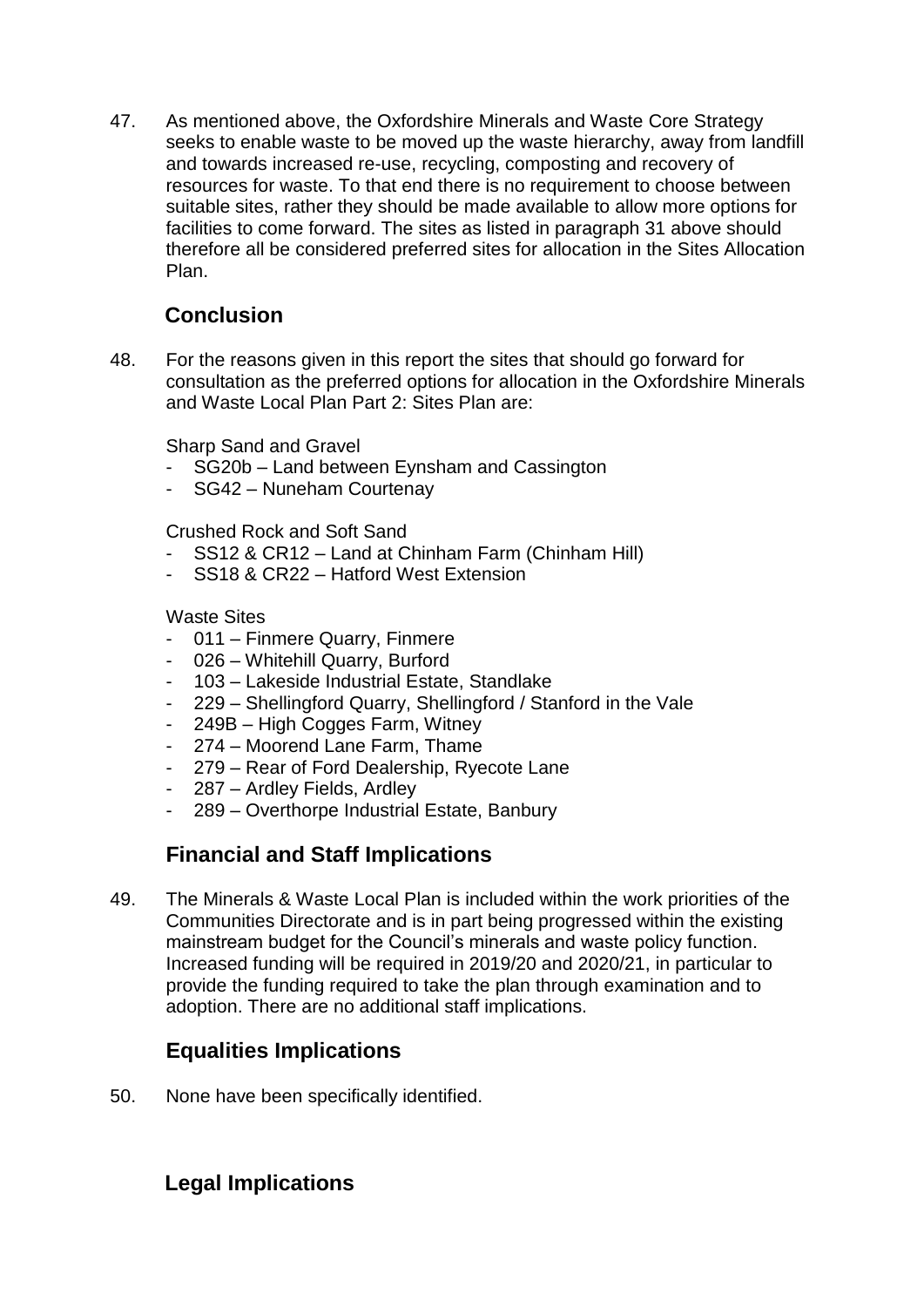47. As mentioned above, the Oxfordshire Minerals and Waste Core Strategy seeks to enable waste to be moved up the waste hierarchy, away from landfill and towards increased re-use, recycling, composting and recovery of resources for waste. To that end there is no requirement to choose between suitable sites, rather they should be made available to allow more options for facilities to come forward. The sites as listed in paragraph 31 above should therefore all be considered preferred sites for allocation in the Sites Allocation Plan.

## Conclusion

48. For the reasons given in this report the sites that should go forward for consultation as the preferred options for allocation in the Oxfordshire Minerals and Waste Local Plan Part 2: Sites Plan are:

Sharp Sand and Gravel

- SG20b – Land between Eynsham and Cassington
- SG42 – Nuneham Courtenay

Crushed Rock and Soft Sand

- SS12 & CR12 – Land at Chinham Farm (Chinham Hill)
- SS18 & CR22 – Hatford West Extension

Waste Sites

- 011 – Finmere Quarry, Finmere
- 026 – Whitehill Quarry, Burford
- 103 – Lakeside Industrial Estate, Standlake
- 229 – Shellingford Quarry, Shellingford / Stanford in the Vale
- 249B – High Cogges Farm, Witney
- 274 – Moorend Lane Farm, Thame
- 279 – Rear of Ford Dealership, Ryecote Lane
- 287 – Ardley Fields, Ardley
- 289 – Overthorpe Industrial Estate, Banbury

## Financial and Staff Implications

49. The Minerals & Waste Local Plan is included within the work priorities of the Communities Directorate and is in part being progressed within the existing mainstream budget for the Council's minerals and waste policy function. Increased funding will be required in 2019/20 and 2020/21, in particular to provide the funding required to take the plan through examination and to adoption. There are no additional staff implications.

## Equalities Implications

50. None have been specifically identified.

## Legal Implications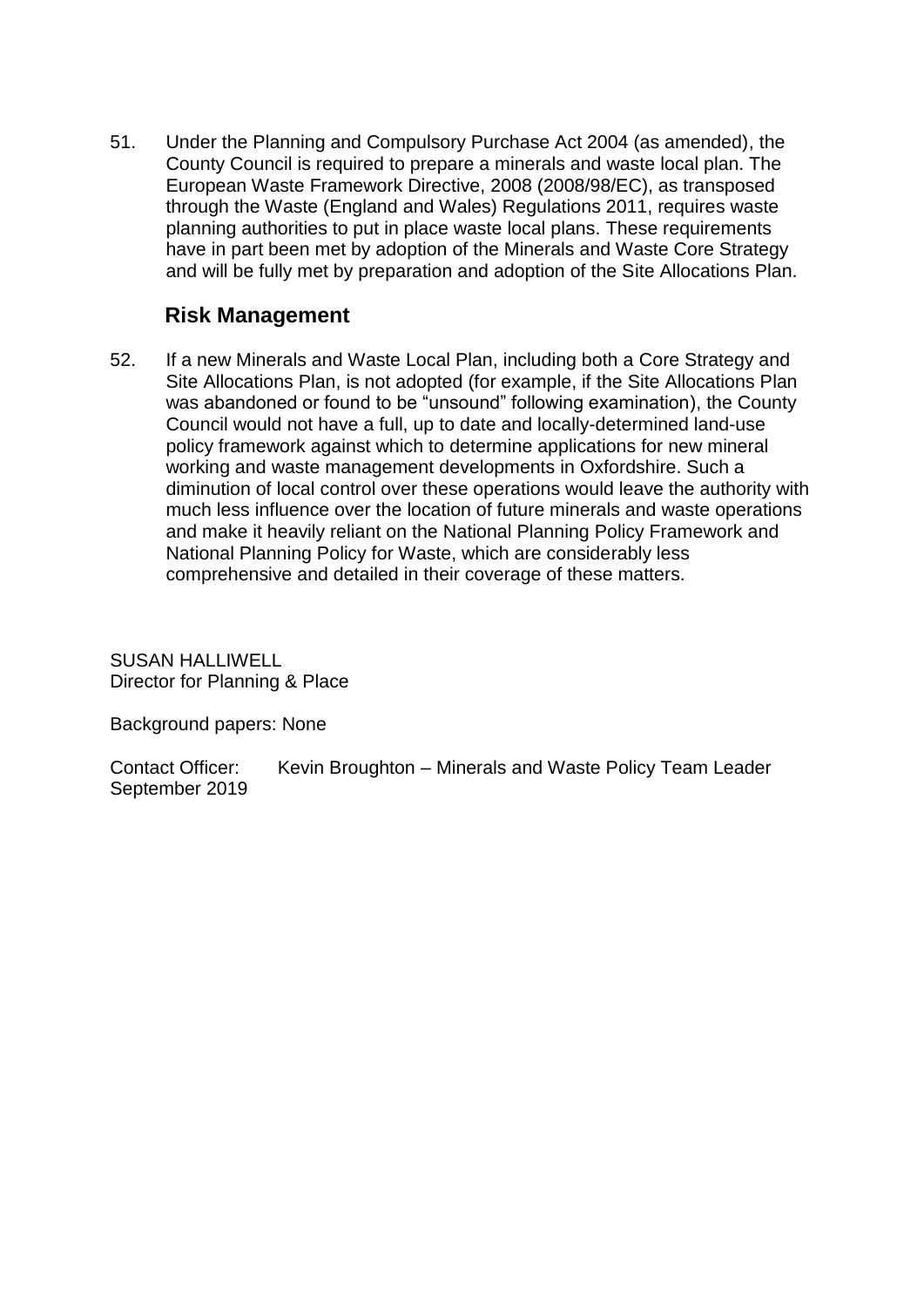51. Under the Planning and Compulsory Purchase Act 2004 (as amended), the County Council is required to prepare a minerals and waste local plan. The European Waste Framework Directive, 2008 (2008/98/EC), as transposed through the Waste (England and Wales) Regulations 2011, requires waste planning authorities to put in place waste local plans. These requirements have in part been met by adoption of the Minerals and Waste Core Strategy and will be fully met by preparation and adoption of the Site Allocations Plan.

## Risk Management

52. If a new Minerals and Waste Local Plan, including both a Core Strategy and Site Allocations Plan, is not adopted (for example, if the Site Allocations Plan was abandoned or found to be "unsound" following examination), the County Council would not have a full, up to date and locally-determined land-use policy framework against which to determine applications for new mineral working and waste management developments in Oxfordshire. Such a diminution of local control over these operations would leave the authority with much less influence over the location of future minerals and waste operations and make it heavily reliant on the National Planning Policy Framework and National Planning Policy for Waste, which are considerably less comprehensive and detailed in their coverage of these matters.

SUSAN HALLIWELL
Director for Planning & Place

Background papers: None

Contact Officer: Kevin Broughton – Minerals and Waste Policy Team Leader
September 2019